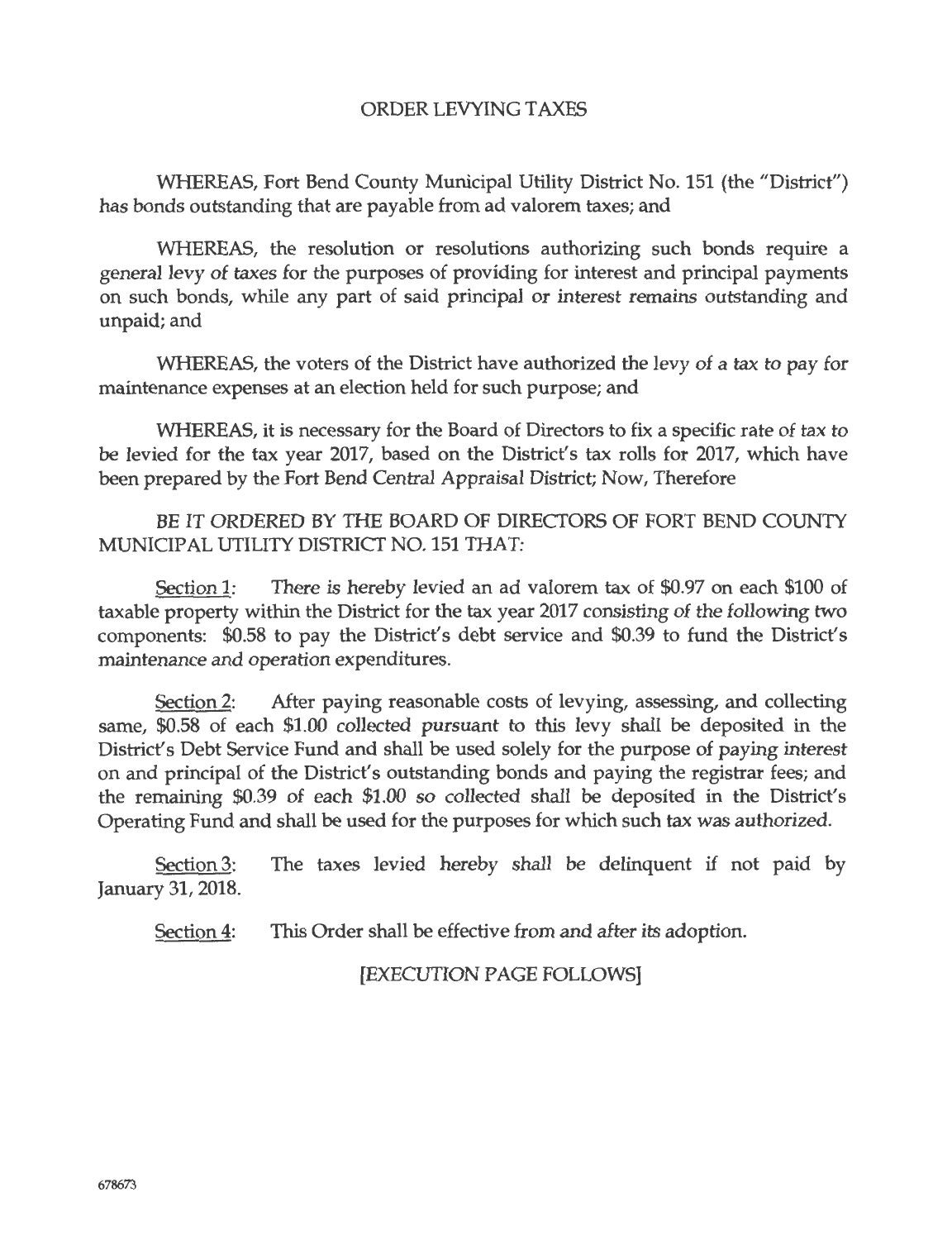# ORDER LEVYING TAXES

WHEREAS, Fort Bend County Municipal Utility District No. 151 (the "District") has bonds outstanding that are payable from ad valorem taxes; and

WHEREAS, the resolution or resolutions authorizing such bonds require a general levy of taxes for the purposes of providing for interest and principal payments on such bonds, while any part of said principal or interest remains outstanding and unpaid; and

WHEREAS, the voters of the District have authorized the levy of a tax to pay for maintenance expenses at an election held for such purpose; and

WHEREAS, it is necessary for the Board of Directors to fix a specific rate of tax to be levied for the tax year 2017, based on the District's tax rolls for 2017, which have been prepared by the Fort Bend Central Appraisal District; Now, Therefore

BE IT ORDERED BY THE BOARD OF DIRECTORS OF FORT BEND COUNTY MUNICIPAL UTILITY DISTRICT NO. 151 THAT:

Section 1: There is hereby levied an ad valorem tax of $0.97 on each $100 of taxable property within the District for the tax year 2017 consisting of the following two components: $0.58 to pay the District's debt service and $0.39 to fund the District's maintenance and operation expenditures.

Section 2: After paying reasonable costs of levying, assessing, and collecting same, $0.58 of each $1.00 collected pursuant to this levy shall be deposited in the District's Debt Service Fund and shall be used solely for the purpose of paying interest on and principal of the District's outstanding bonds and paying the registrar fees; and the remaining $0.39 of each $1.00 so collected shall be deposited in the District's Operating Fund and shall be used for the purposes for which such tax was authorized.

Section 3: The taxes levied hereby shall be delinquent if not paid by January 31, 2018.

Section 4: This Order shall be effective from and after its adoption.

[EXECUTION PAGE FOLLOWS]

678673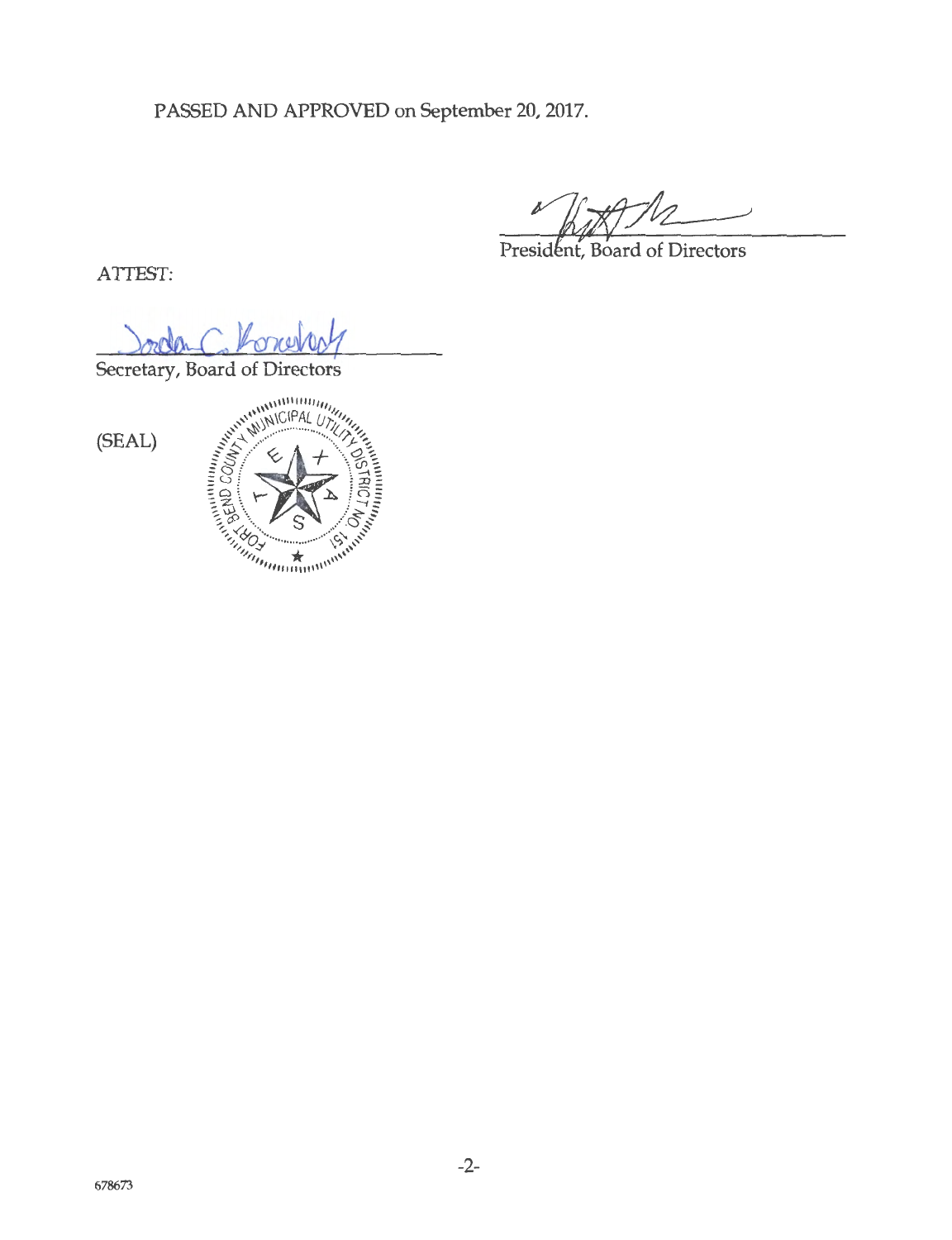PASSED AND APPROVED on September 20, 2017.

President, Board of Directors

ATTEST:

Secretary, Board of Directors

(SEAL)

678673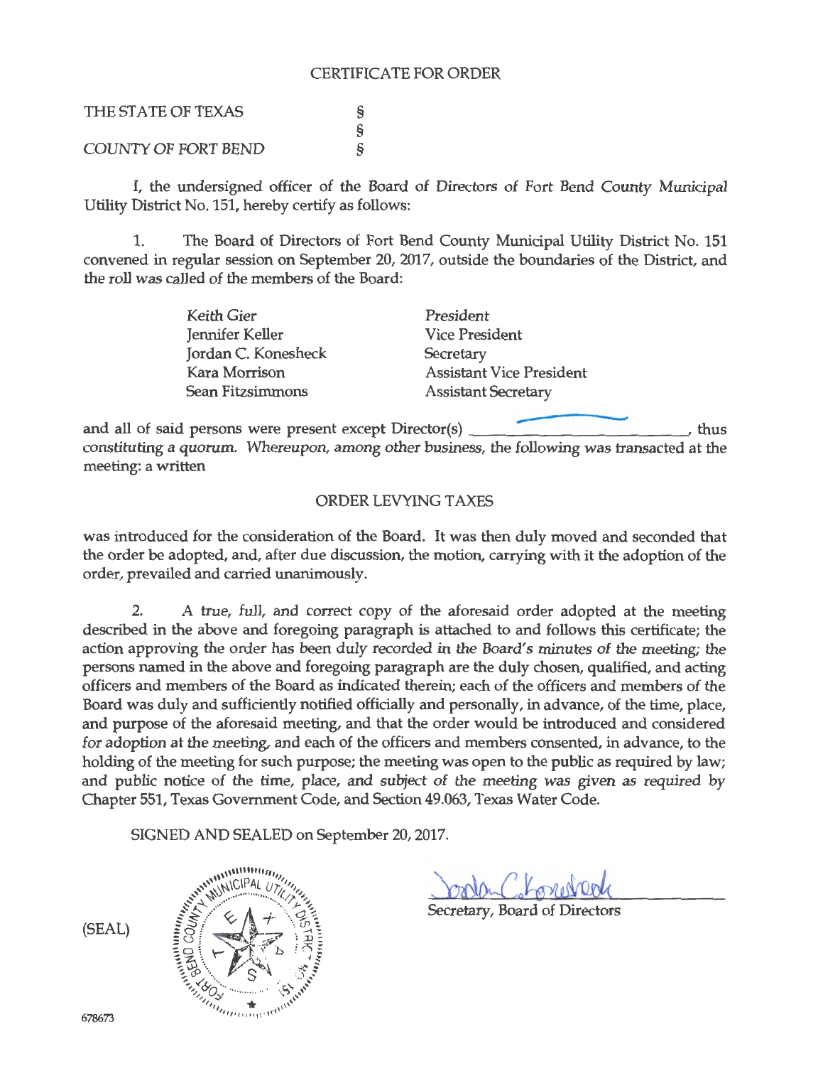# CERTIFICATE FOR ORDER

| | | |
|---|---|---|
| THE STATE OF TEXAS | § | |
| | § | |
| COUNTY OF FORT BEND | § | |

I, the undersigned officer of the Board of Directors of Fort Bend County Municipal Utility District No. 151, hereby certify as follows:

1. The Board of Directors of Fort Bend County Municipal Utility District No. 151 convened in regular session on September 20, 2017, outside the boundaries of the District, and the roll was called of the members of the Board:

| | |
|---|---|
| Keith Gier | President |
| Jennifer Keller | Vice President |
| Jordan C. Konesheck | Secretary |
| Kara Morrison | Assistant Vice President |
| Sean Fitzsimmons | Assistant Secretary |

and all of said persons were present except Director(s) ________________________, thus constituting a quorum. Whereupon, among other business, the following was transacted at the meeting: a written

## ORDER LEVYING TAXES

was introduced for the consideration of the Board. It was then duly moved and seconded that the order be adopted, and, after due discussion, the motion, carrying with it the adoption of the order, prevailed and carried unanimously.

2. A true, full, and correct copy of the aforesaid order adopted at the meeting described in the above and foregoing paragraph is attached to and follows this certificate; the action approving the order has been duly recorded in the Board's minutes of the meeting; the persons named in the above and foregoing paragraph are the duly chosen, qualified, and acting officers and members of the Board as indicated therein; each of the officers and members of the Board was duly and sufficiently notified officially and personally, in advance, of the time, place, and purpose of the aforesaid meeting, and that the order would be introduced and considered for adoption at the meeting, and each of the officers and members consented, in advance, to the holding of the meeting for such purpose; the meeting was open to the public as required by law; and public notice of the time, place, and subject of the meeting was given as required by Chapter 551, Texas Government Code, and Section 49.063, Texas Water Code.

SIGNED AND SEALED on September 20, 2017.

(SEAL)

Jordan C. Konesheck

Secretary, Board of Directors

678673